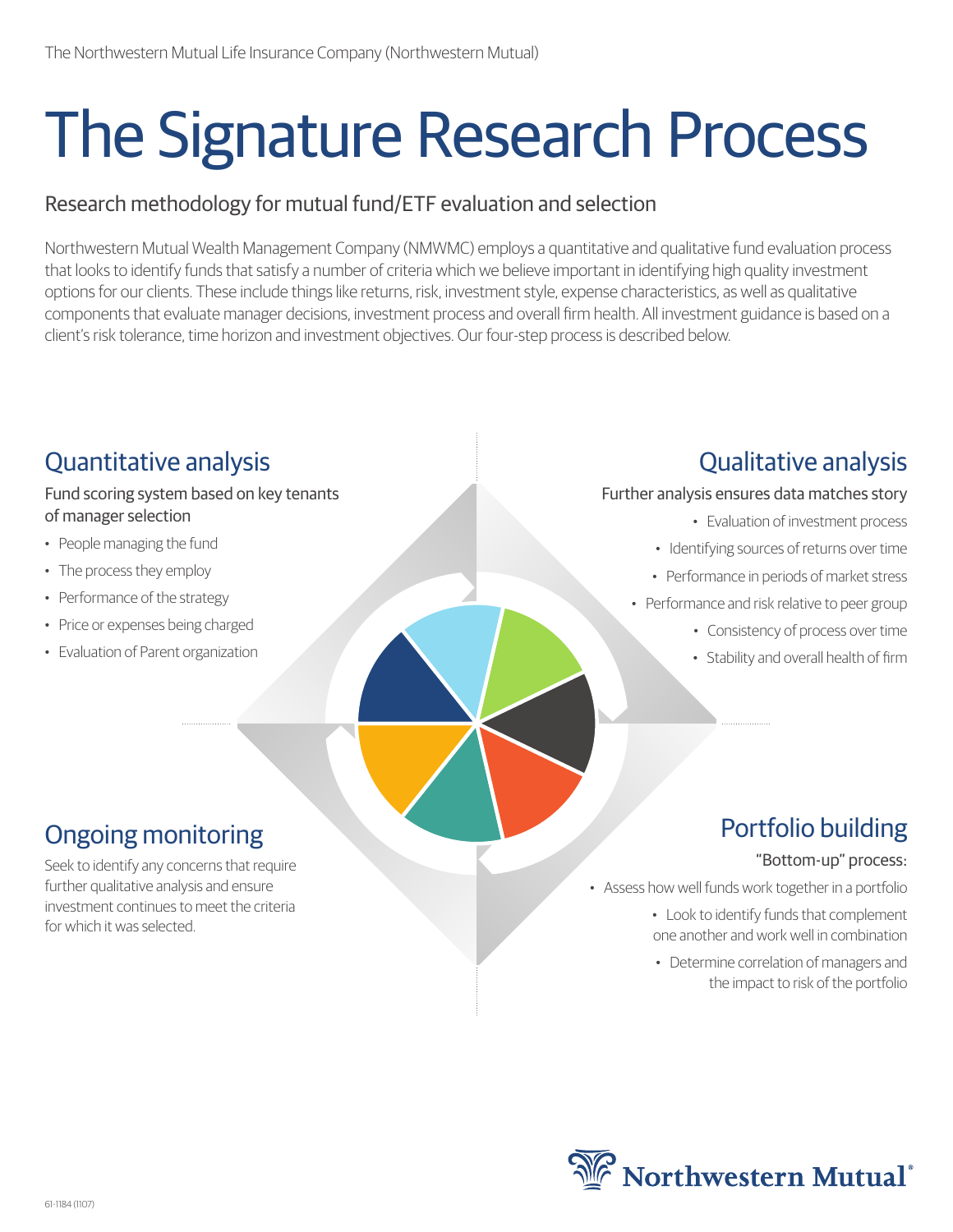The Northwestern Mutual Life Insurance Company (Northwestern Mutual)

# The Signature Research Process

## Research methodology for mutual fund/ETF evaluation and selection

Northwestern Mutual Wealth Management Company (NMWMC) employs a quantitative and qualitative fund evaluation process that looks to identify funds that satisfy a number of criteria which we believe important in identifying high quality investment options for our clients. These include things like returns, risk, investment style, expense characteristics, as well as qualitative components that evaluate manager decisions, investment process and overall firm health. All investment guidance is based on a client's risk tolerance, time horizon and investment objectives. Our four-step process is described below.

### Quantitative analysis

Fund scoring system based on key tenants of manager selection

- People managing the fund
- The process they employ
- Performance of the strategy
- Price or expenses being charged
- Evaluation of Parent organization

### Qualitative analysis

Further analysis ensures data matches story

- Evaluation of investment process
- Identifying sources of returns over time
- Performance in periods of market stress
- Performance and risk relative to peer group
- Consistency of process over time
- Stability and overall health of firm

### Portfolio building

"Bottom-up" process:

- Assess how well funds work together in a portfolio
- Look to identify funds that complement one another and work well in combination
- Determine correlation of managers and the impact to risk of the portfolio

### Ongoing monitoring

Seek to identify any concerns that require further qualitative analysis and ensure investment continues to meet the criteria for which it was selected.

Northwestern Mutual

61-1184 (1107)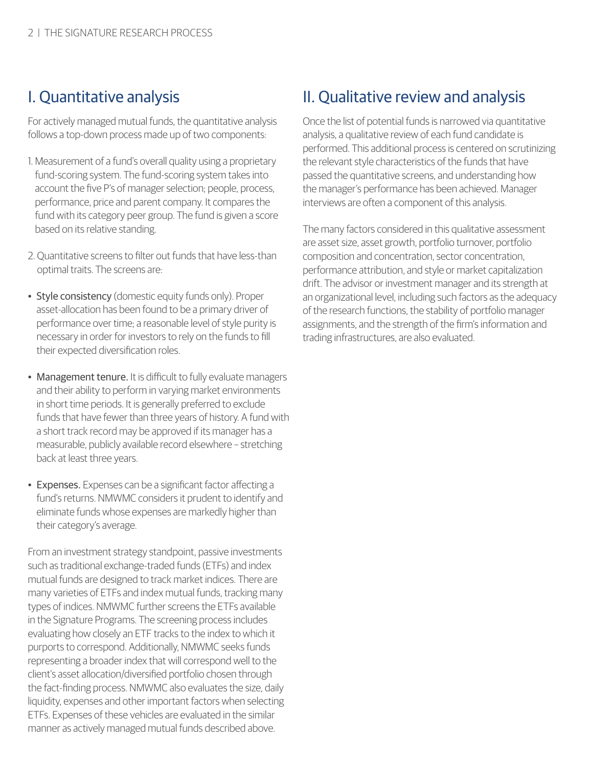## I. Quantitative analysis

For actively managed mutual funds, the quantitative analysis follows a top-down process made up of two components:

1. Measurement of a fund's overall quality using a proprietary fund-scoring system. The fund-scoring system takes into account the five P's of manager selection; people, process, performance, price and parent company. It compares the fund with its category peer group. The fund is given a score based on its relative standing.

2. Quantitative screens to filter out funds that have less-than optimal traits. The screens are:

- Style consistency (domestic equity funds only). Proper asset-allocation has been found to be a primary driver of performance over time; a reasonable level of style purity is necessary in order for investors to rely on the funds to fill their expected diversification roles.

- Management tenure. It is difficult to fully evaluate managers and their ability to perform in varying market environments in short time periods. It is generally preferred to exclude funds that have fewer than three years of history. A fund with a short track record may be approved if its manager has a measurable, publicly available record elsewhere – stretching back at least three years.

- Expenses. Expenses can be a significant factor affecting a fund's returns. NMWMC considers it prudent to identify and eliminate funds whose expenses are markedly higher than their category's average.

From an investment strategy standpoint, passive investments such as traditional exchange-traded funds (ETFs) and index mutual funds are designed to track market indices. There are many varieties of ETFs and index mutual funds, tracking many types of indices. NMWMC further screens the ETFs available in the Signature Programs. The screening process includes evaluating how closely an ETF tracks to the index to which it purports to correspond. Additionally, NMWMC seeks funds representing a broader index that will correspond well to the client's asset allocation/diversified portfolio chosen through the fact-finding process. NMWMC also evaluates the size, daily liquidity, expenses and other important factors when selecting ETFs. Expenses of these vehicles are evaluated in the similar manner as actively managed mutual funds described above.

## II. Qualitative review and analysis

Once the list of potential funds is narrowed via quantitative analysis, a qualitative review of each fund candidate is performed. This additional process is centered on scrutinizing the relevant style characteristics of the funds that have passed the quantitative screens, and understanding how the manager's performance has been achieved. Manager interviews are often a component of this analysis.

The many factors considered in this qualitative assessment are asset size, asset growth, portfolio turnover, portfolio composition and concentration, sector concentration, performance attribution, and style or market capitalization drift. The advisor or investment manager and its strength at an organizational level, including such factors as the adequacy of the research functions, the stability of portfolio manager assignments, and the strength of the firm's information and trading infrastructures, are also evaluated.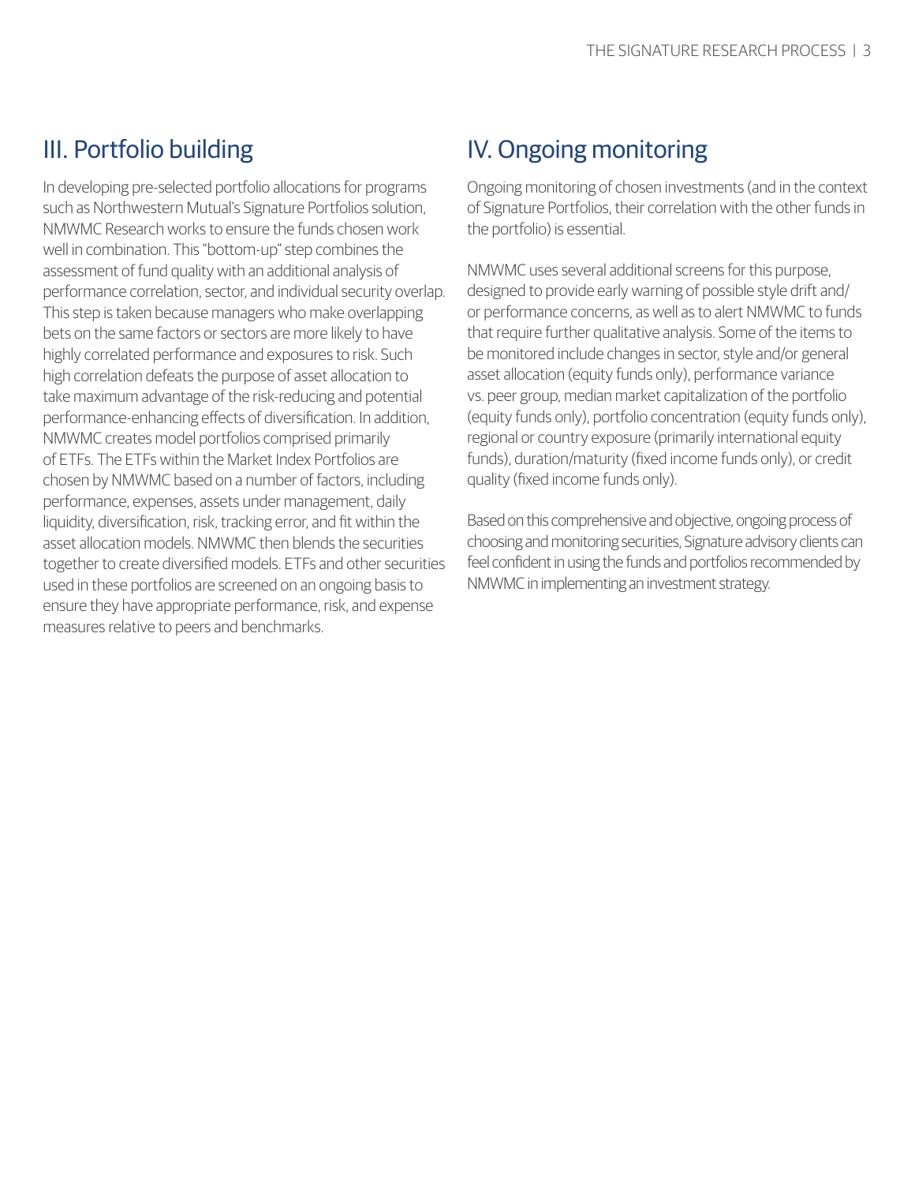## III. Portfolio building

In developing pre-selected portfolio allocations for programs such as Northwestern Mutual's Signature Portfolios solution, NMWMC Research works to ensure the funds chosen work well in combination. This "bottom-up" step combines the assessment of fund quality with an additional analysis of performance correlation, sector, and individual security overlap. This step is taken because managers who make overlapping bets on the same factors or sectors are more likely to have highly correlated performance and exposures to risk. Such high correlation defeats the purpose of asset allocation to take maximum advantage of the risk-reducing and potential performance-enhancing effects of diversification. In addition, NMWMC creates model portfolios comprised primarily of ETFs. The ETFs within the Market Index Portfolios are chosen by NMWMC based on a number of factors, including performance, expenses, assets under management, daily liquidity, diversification, risk, tracking error, and fit within the asset allocation models. NMWMC then blends the securities together to create diversified models. ETFs and other securities used in these portfolios are screened on an ongoing basis to ensure they have appropriate performance, risk, and expense measures relative to peers and benchmarks.

## IV. Ongoing monitoring

Ongoing monitoring of chosen investments (and in the context of Signature Portfolios, their correlation with the other funds in the portfolio) is essential.

NMWMC uses several additional screens for this purpose, designed to provide early warning of possible style drift and/or performance concerns, as well as to alert NMWMC to funds that require further qualitative analysis. Some of the items to be monitored include changes in sector, style and/or general asset allocation (equity funds only), performance variance vs. peer group, median market capitalization of the portfolio (equity funds only), portfolio concentration (equity funds only), regional or country exposure (primarily international equity funds), duration/maturity (fixed income funds only), or credit quality (fixed income funds only).

Based on this comprehensive and objective, ongoing process of choosing and monitoring securities, Signature advisory clients can feel confident in using the funds and portfolios recommended by NMWMC in implementing an investment strategy.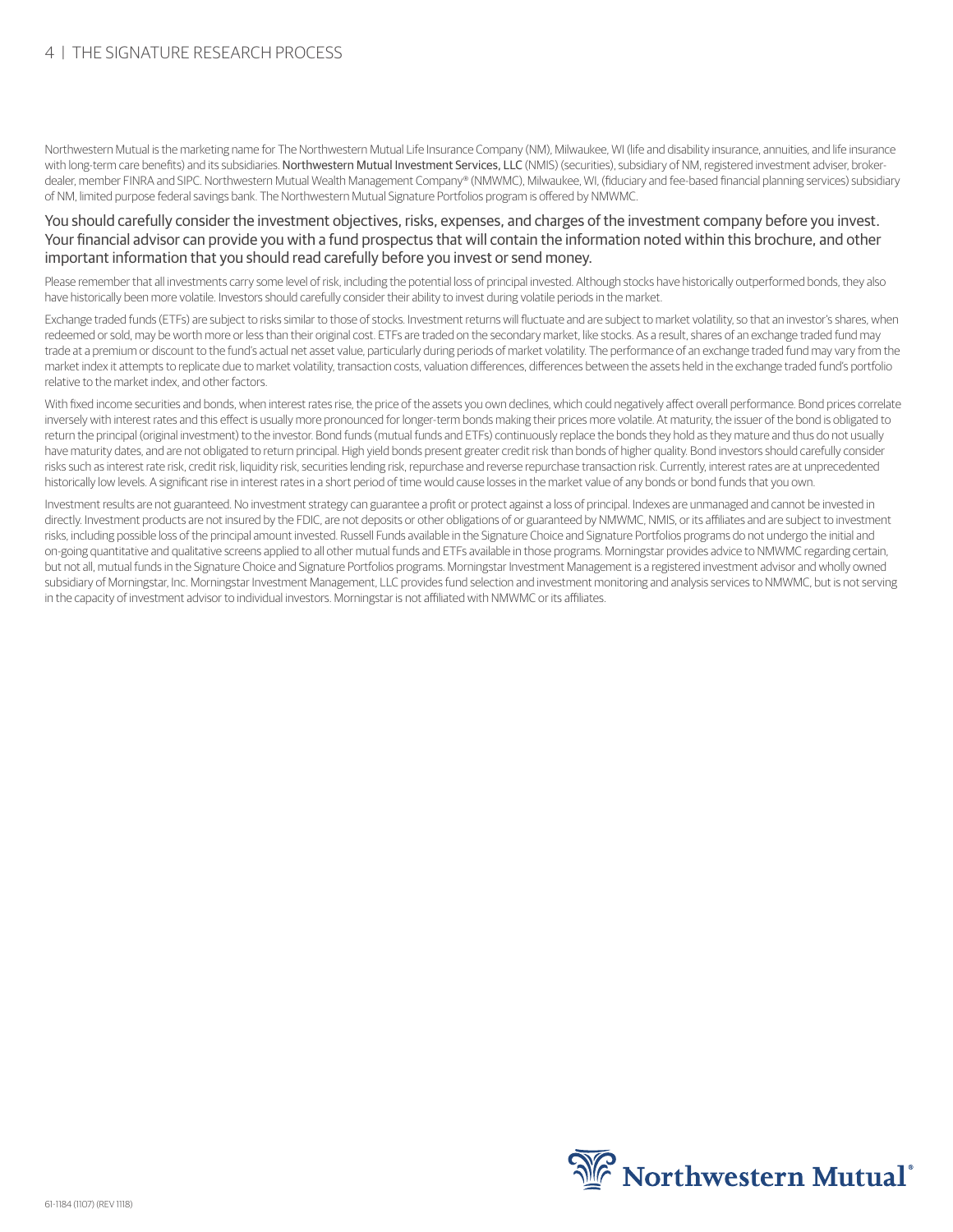Northwestern Mutual is the marketing name for The Northwestern Mutual Life Insurance Company (NM), Milwaukee, WI (life and disability insurance, annuities, and life insurance with long-term care benefits) and its subsidiaries. Northwestern Mutual Investment Services, LLC (NMIS) (securities), subsidiary of NM, registered investment adviser, broker-dealer, member FINRA and SIPC. Northwestern Mutual Wealth Management Company® (NMWMC), Milwaukee, WI, (fiduciary and fee-based financial planning services) subsidiary of NM, limited purpose federal savings bank. The Northwestern Mutual Signature Portfolios program is offered by NMWMC.

You should carefully consider the investment objectives, risks, expenses, and charges of the investment company before you invest. Your financial advisor can provide you with a fund prospectus that will contain the information noted within this brochure, and other important information that you should read carefully before you invest or send money.

Please remember that all investments carry some level of risk, including the potential loss of principal invested. Although stocks have historically outperformed bonds, they also have historically been more volatile. Investors should carefully consider their ability to invest during volatile periods in the market.

Exchange traded funds (ETFs) are subject to risks similar to those of stocks. Investment returns will fluctuate and are subject to market volatility, so that an investor's shares, when redeemed or sold, may be worth more or less than their original cost. ETFs are traded on the secondary market, like stocks. As a result, shares of an exchange traded fund may trade at a premium or discount to the fund's actual net asset value, particularly during periods of market volatility. The performance of an exchange traded fund may vary from the market index it attempts to replicate due to market volatility, transaction costs, valuation differences, differences between the assets held in the exchange traded fund's portfolio relative to the market index, and other factors.

With fixed income securities and bonds, when interest rates rise, the price of the assets you own declines, which could negatively affect overall performance. Bond prices correlate inversely with interest rates and this effect is usually more pronounced for longer-term bonds making their prices more volatile. At maturity, the issuer of the bond is obligated to return the principal (original investment) to the investor. Bond funds (mutual funds and ETFs) continuously replace the bonds they hold as they mature and thus do not usually have maturity dates, and are not obligated to return principal. High yield bonds present greater credit risk than bonds of higher quality. Bond investors should carefully consider risks such as interest rate risk, credit risk, liquidity risk, securities lending risk, repurchase and reverse repurchase transaction risk. Currently, interest rates are at unprecedented historically low levels. A significant rise in interest rates in a short period of time would cause losses in the market value of any bonds or bond funds that you own.

Investment results are not guaranteed. No investment strategy can guarantee a profit or protect against a loss of principal. Indexes are unmanaged and cannot be invested in directly. Investment products are not insured by the FDIC, are not deposits or other obligations of or guaranteed by NMWMC, NMIS, or its affiliates and are subject to investment risks, including possible loss of the principal amount invested. Russell Funds available in the Signature Choice and Signature Portfolios programs do not undergo the initial and on-going quantitative and qualitative screens applied to all other mutual funds and ETFs available in those programs. Morningstar provides advice to NMWMC regarding certain, but not all, mutual funds in the Signature Choice and Signature Portfolios programs. Morningstar Investment Management is a registered investment advisor and wholly owned subsidiary of Morningstar, Inc. Morningstar Investment Management, LLC provides fund selection and investment monitoring and analysis services to NMWMC, but is not serving in the capacity of investment advisor to individual investors. Morningstar is not affiliated with NMWMC or its affiliates.

Northwestern Mutual®

61-1184 (1107) (REV 1118)